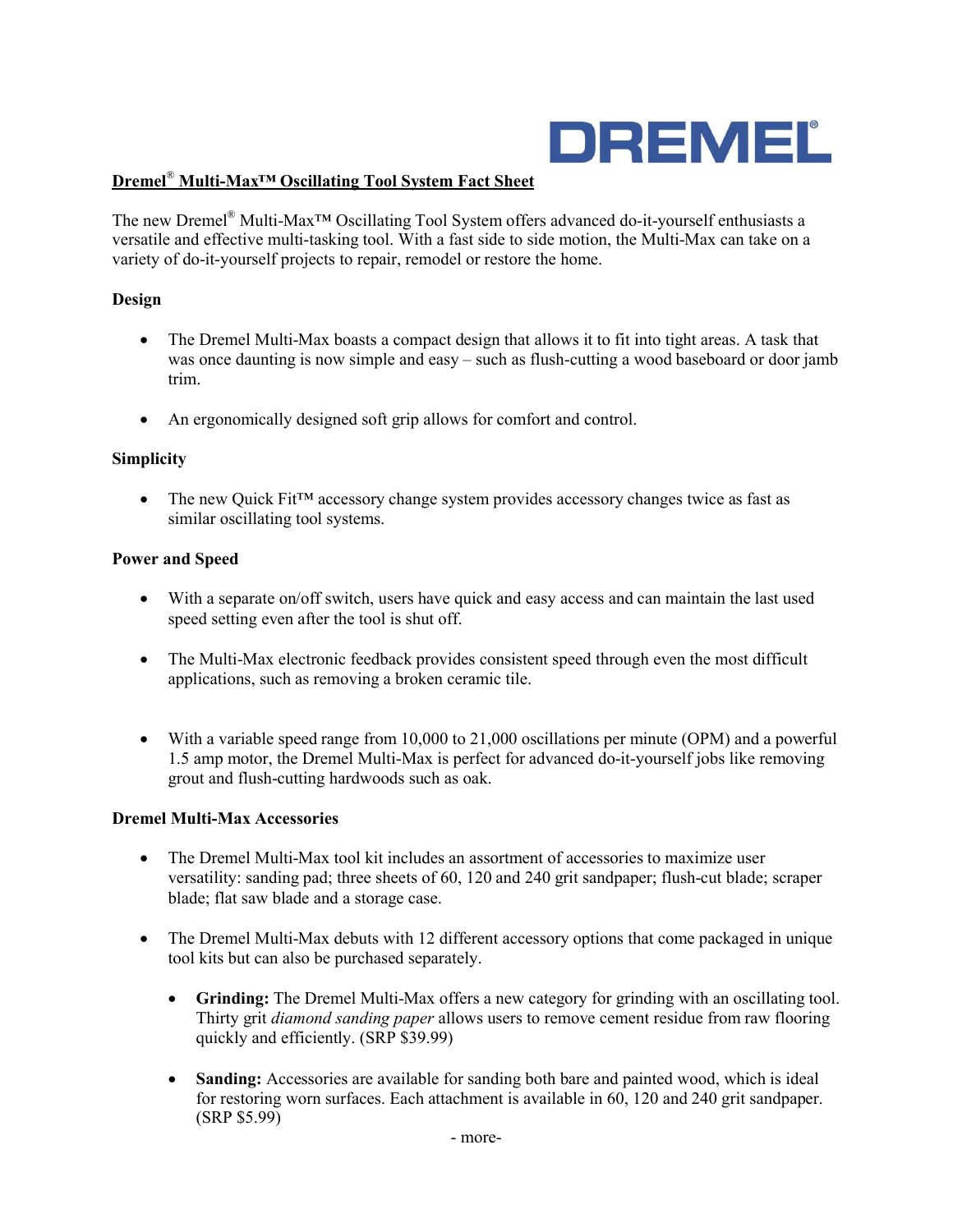DREMEL®

## Dremel® Multi-Max™ Oscillating Tool System Fact Sheet

The new Dremel® Multi-Max™ Oscillating Tool System offers advanced do-it-yourself enthusiasts a versatile and effective multi-tasking tool. With a fast side to side motion, the Multi-Max can take on a variety of do-it-yourself projects to repair, remodel or restore the home.

### Design

- The Dremel Multi-Max boasts a compact design that allows it to fit into tight areas. A task that was once daunting is now simple and easy – such as flush-cutting a wood baseboard or door jamb trim.
- An ergonomically designed soft grip allows for comfort and control.

### Simplicity

- The new Quick Fit™ accessory change system provides accessory changes twice as fast as similar oscillating tool systems.

### Power and Speed

- With a separate on/off switch, users have quick and easy access and can maintain the last used speed setting even after the tool is shut off.
- The Multi-Max electronic feedback provides consistent speed through even the most difficult applications, such as removing a broken ceramic tile.
- With a variable speed range from 10,000 to 21,000 oscillations per minute (OPM) and a powerful 1.5 amp motor, the Dremel Multi-Max is perfect for advanced do-it-yourself jobs like removing grout and flush-cutting hardwoods such as oak.

### Dremel Multi-Max Accessories

- The Dremel Multi-Max tool kit includes an assortment of accessories to maximize user versatility: sanding pad; three sheets of 60, 120 and 240 grit sandpaper; flush-cut blade; scraper blade; flat saw blade and a storage case.
- The Dremel Multi-Max debuts with 12 different accessory options that come packaged in unique tool kits but can also be purchased separately.
  - **Grinding:** The Dremel Multi-Max offers a new category for grinding with an oscillating tool. Thirty grit *diamond sanding paper* allows users to remove cement residue from raw flooring quickly and efficiently. (SRP $39.99)
  - **Sanding:** Accessories are available for sanding both bare and painted wood, which is ideal for restoring worn surfaces. Each attachment is available in 60, 120 and 240 grit sandpaper. (SRP $5.99)

- more-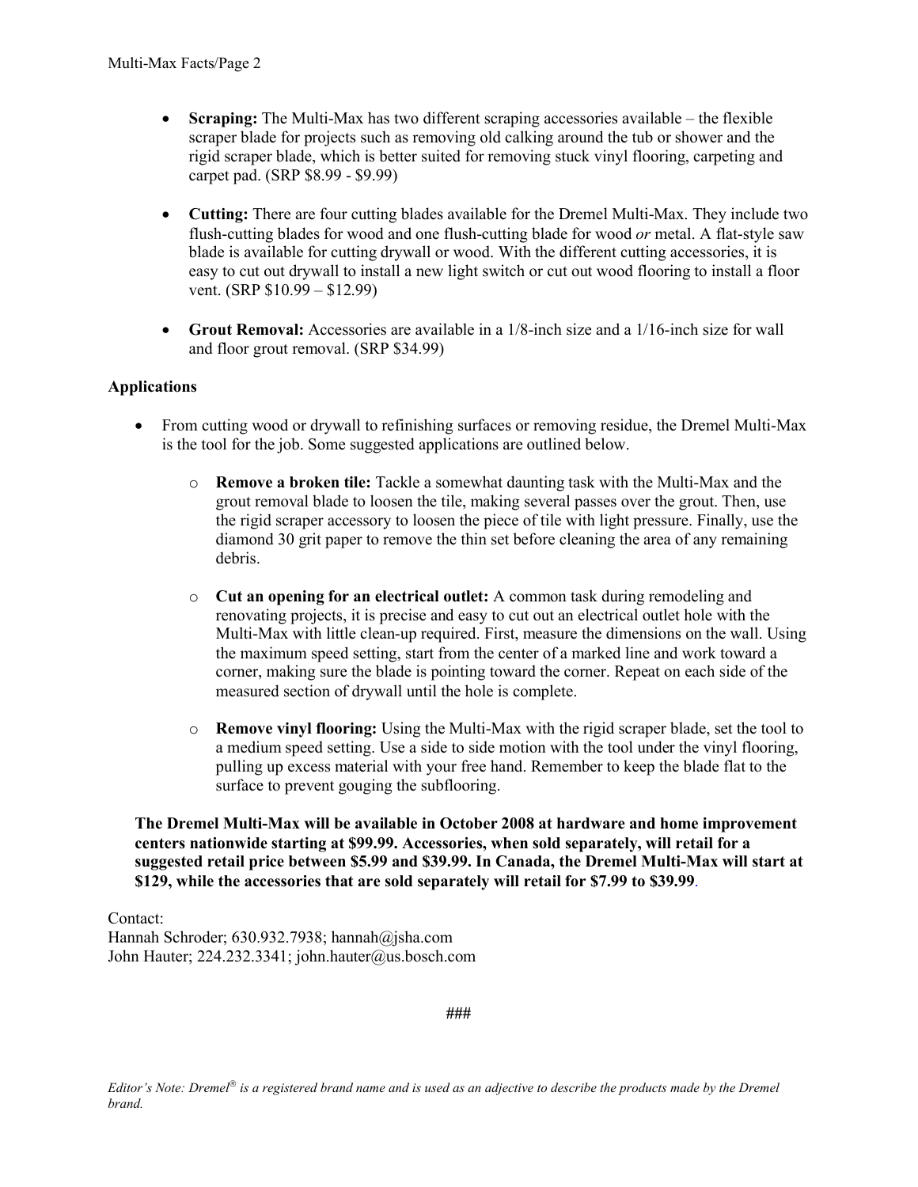- **Scraping:** The Multi-Max has two different scraping accessories available – the flexible scraper blade for projects such as removing old calking around the tub or shower and the rigid scraper blade, which is better suited for removing stuck vinyl flooring, carpeting and carpet pad. (SRP $8.99 - $9.99)

- **Cutting:** There are four cutting blades available for the Dremel Multi-Max. They include two flush-cutting blades for wood and one flush-cutting blade for wood *or* metal. A flat-style saw blade is available for cutting drywall or wood. With the different cutting accessories, it is easy to cut out drywall to install a new light switch or cut out wood flooring to install a floor vent. (SRP $10.99 – $12.99)

- **Grout Removal:** Accessories are available in a 1/8-inch size and a 1/16-inch size for wall and floor grout removal. (SRP $34.99)

**Applications**

- From cutting wood or drywall to refinishing surfaces or removing residue, the Dremel Multi-Max is the tool for the job. Some suggested applications are outlined below.

  - **Remove a broken tile:** Tackle a somewhat daunting task with the Multi-Max and the grout removal blade to loosen the tile, making several passes over the grout. Then, use the rigid scraper accessory to loosen the piece of tile with light pressure. Finally, use the diamond 30 grit paper to remove the thin set before cleaning the area of any remaining debris.

  - **Cut an opening for an electrical outlet:** A common task during remodeling and renovating projects, it is precise and easy to cut out an electrical outlet hole with the Multi-Max with little clean-up required. First, measure the dimensions on the wall. Using the maximum speed setting, start from the center of a marked line and work toward a corner, making sure the blade is pointing toward the corner. Repeat on each side of the measured section of drywall until the hole is complete.

  - **Remove vinyl flooring:** Using the Multi-Max with the rigid scraper blade, set the tool to a medium speed setting. Use a side to side motion with the tool under the vinyl flooring, pulling up excess material with your free hand. Remember to keep the blade flat to the surface to prevent gouging the subflooring.

**The Dremel Multi-Max will be available in October 2008 at hardware and home improvement centers nationwide starting at $99.99. Accessories, when sold separately, will retail for a suggested retail price between $5.99 and $39.99. In Canada, the Dremel Multi-Max will start at $129, while the accessories that are sold separately will retail for $7.99 to $39.99**.

Contact:
Hannah Schroder; 630.932.7938; hannah@jsha.com
John Hauter; 224.232.3341; john.hauter@us.bosch.com

###

*Editor's Note: Dremel® is a registered brand name and is used as an adjective to describe the products made by the Dremel brand.*